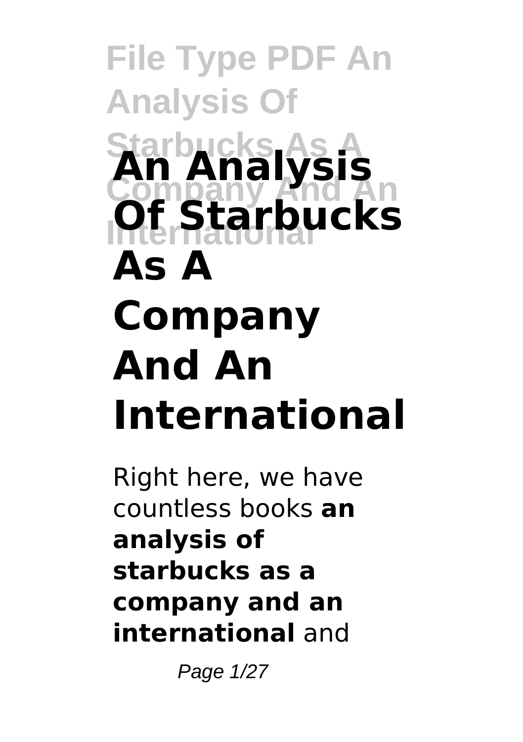# An Analysis Of Starbucks As A Company And An International

Right here, we have countless books **an analysis of starbucks as a company and an international** and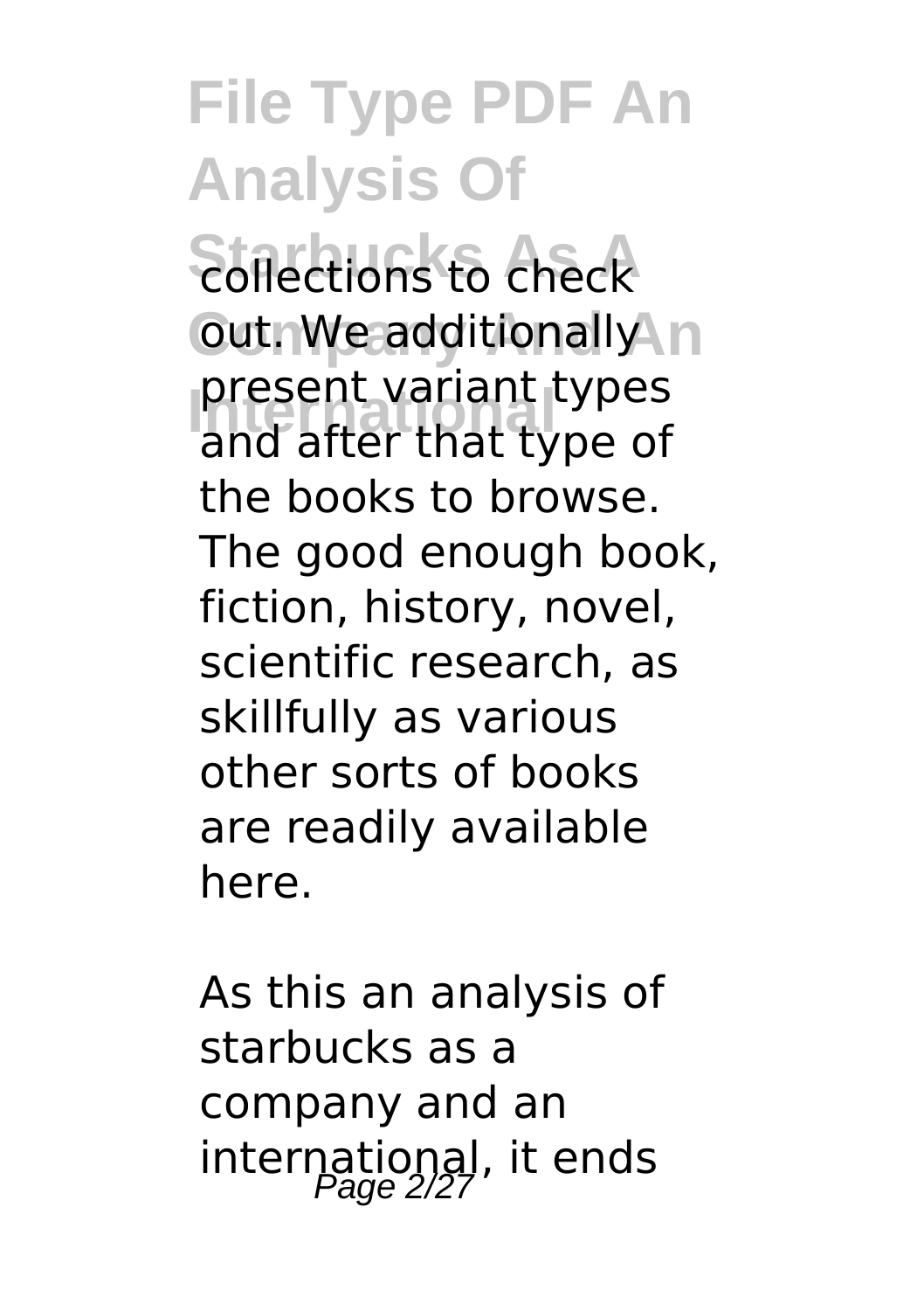collections to check out. We additionally present variant types and after that type of the books to browse. The good enough book, fiction, history, novel, scientific research, as skillfully as various other sorts of books are readily available here.

As this an analysis of starbucks as a company and an international, it ends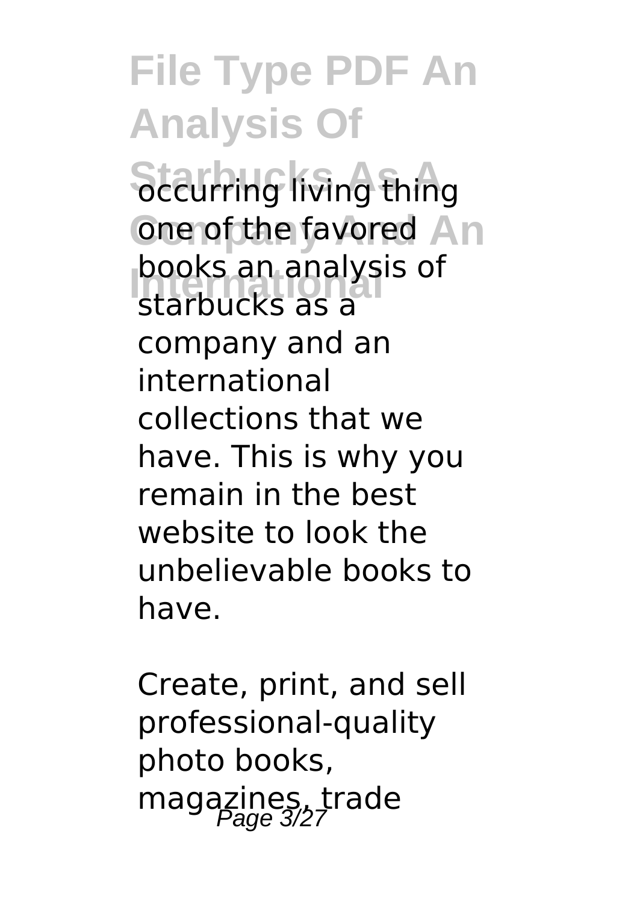occurring living thing one of the favored books an analysis of starbucks as a company and an international collections that we have. This is why you remain in the best website to look the unbelievable books to have.

Create, print, and sell professional-quality photo books, magazines, trade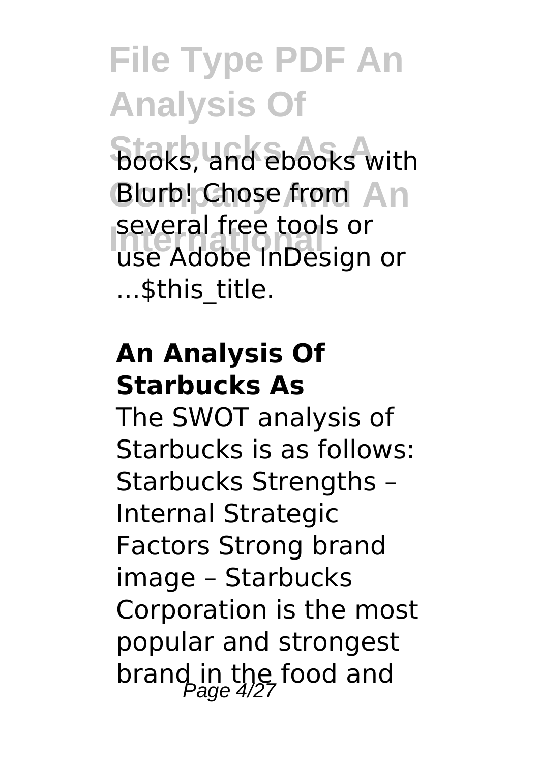books, and ebooks with Blurb! Chose from several free tools or use Adobe InDesign or ...$this_title.

**An Analysis Of Starbucks As**

The SWOT analysis of Starbucks is as follows: Starbucks Strengths – Internal Strategic Factors Strong brand image – Starbucks Corporation is the most popular and strongest brand in the food and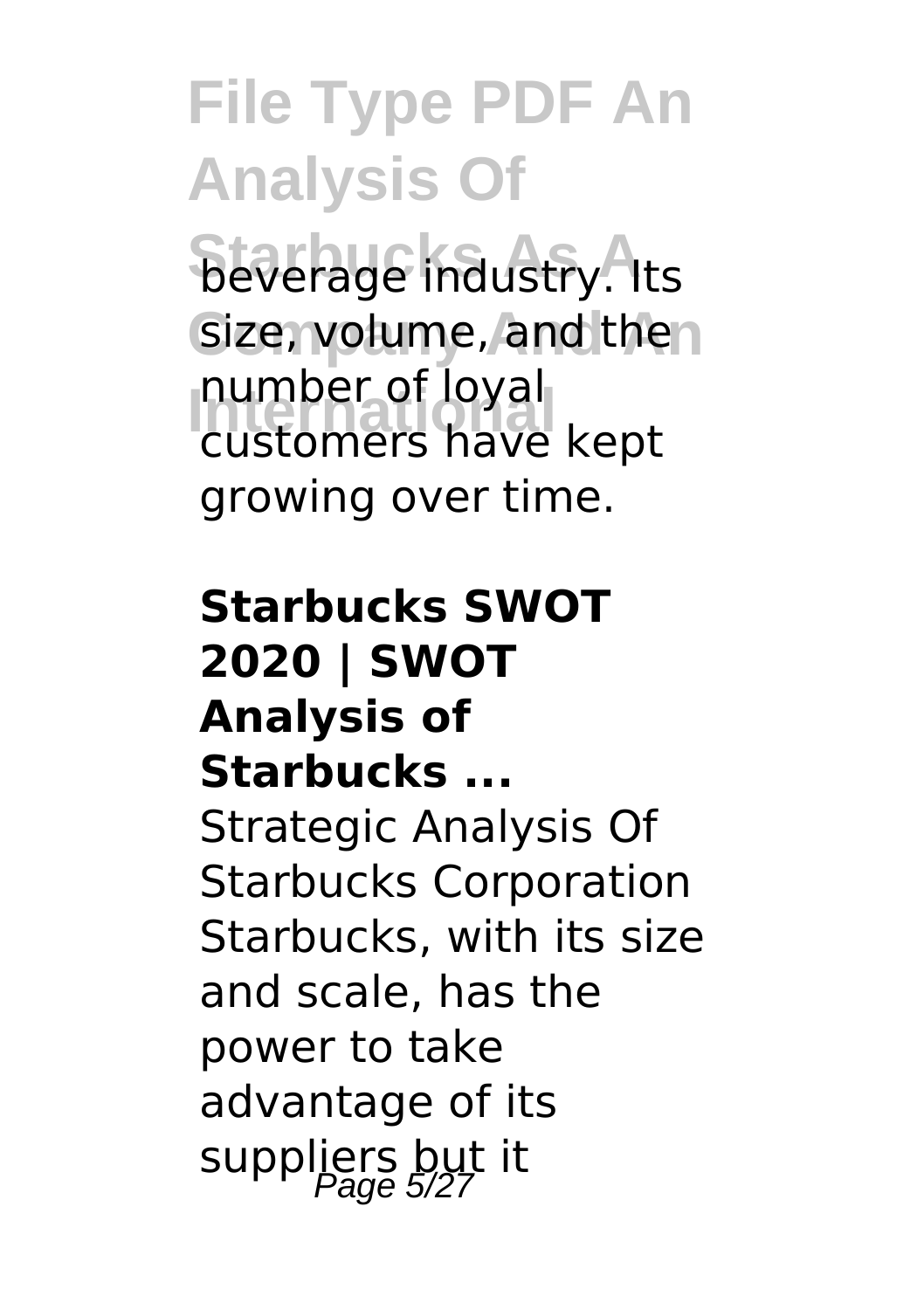beverage industry. Its size, volume, and the number of loyal customers have kept growing over time.

**Starbucks SWOT 2020 | SWOT Analysis of Starbucks ...**

Strategic Analysis Of Starbucks Corporation Starbucks, with its size and scale, has the power to take advantage of its suppliers but it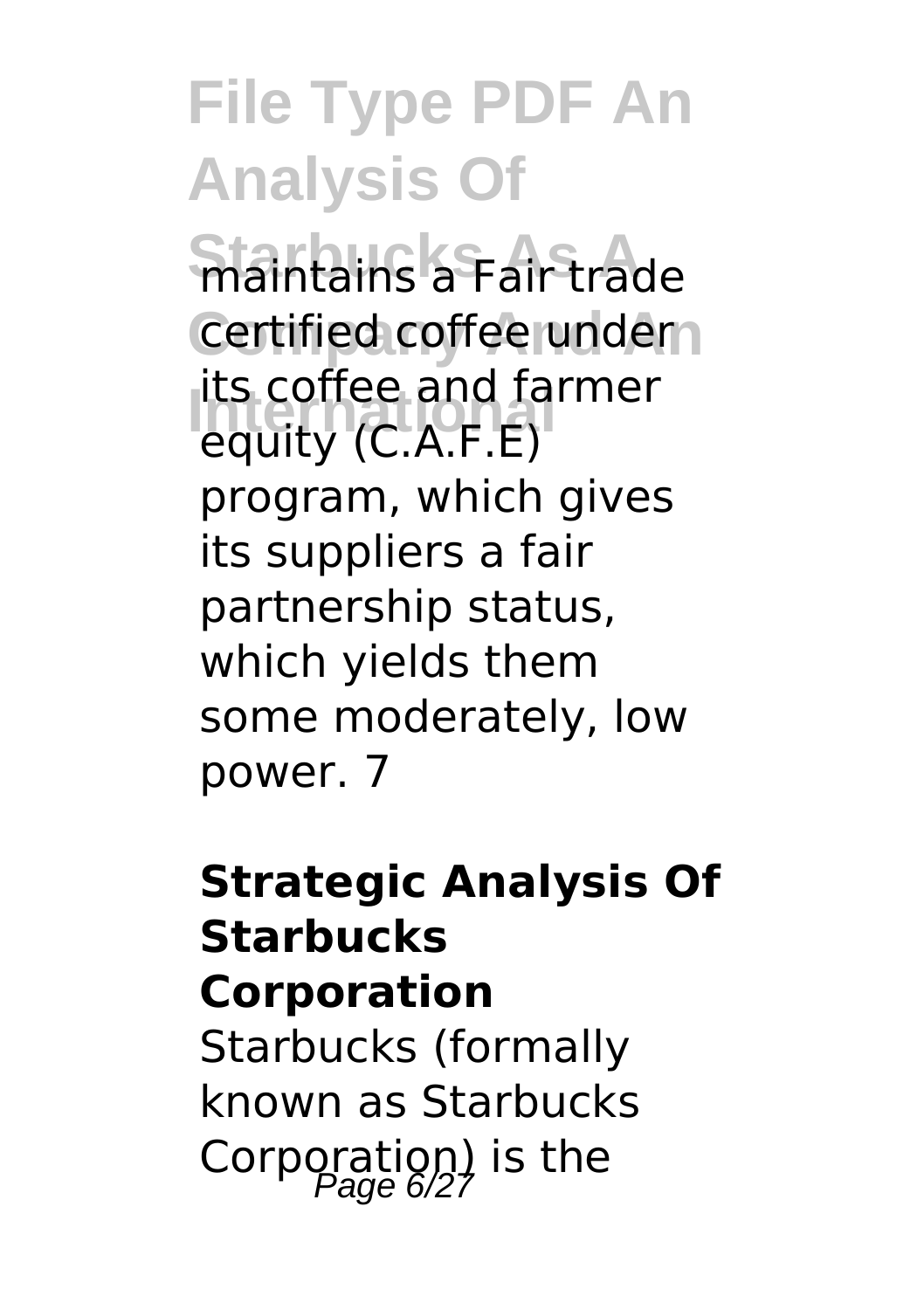maintains a Fair trade certified coffee under its coffee and farmer equity (C.A.F.E) program, which gives its suppliers a fair partnership status, which yields them some moderately, low power. 7

**Strategic Analysis Of Starbucks Corporation**

Starbucks (formally known as Starbucks Corporation) is the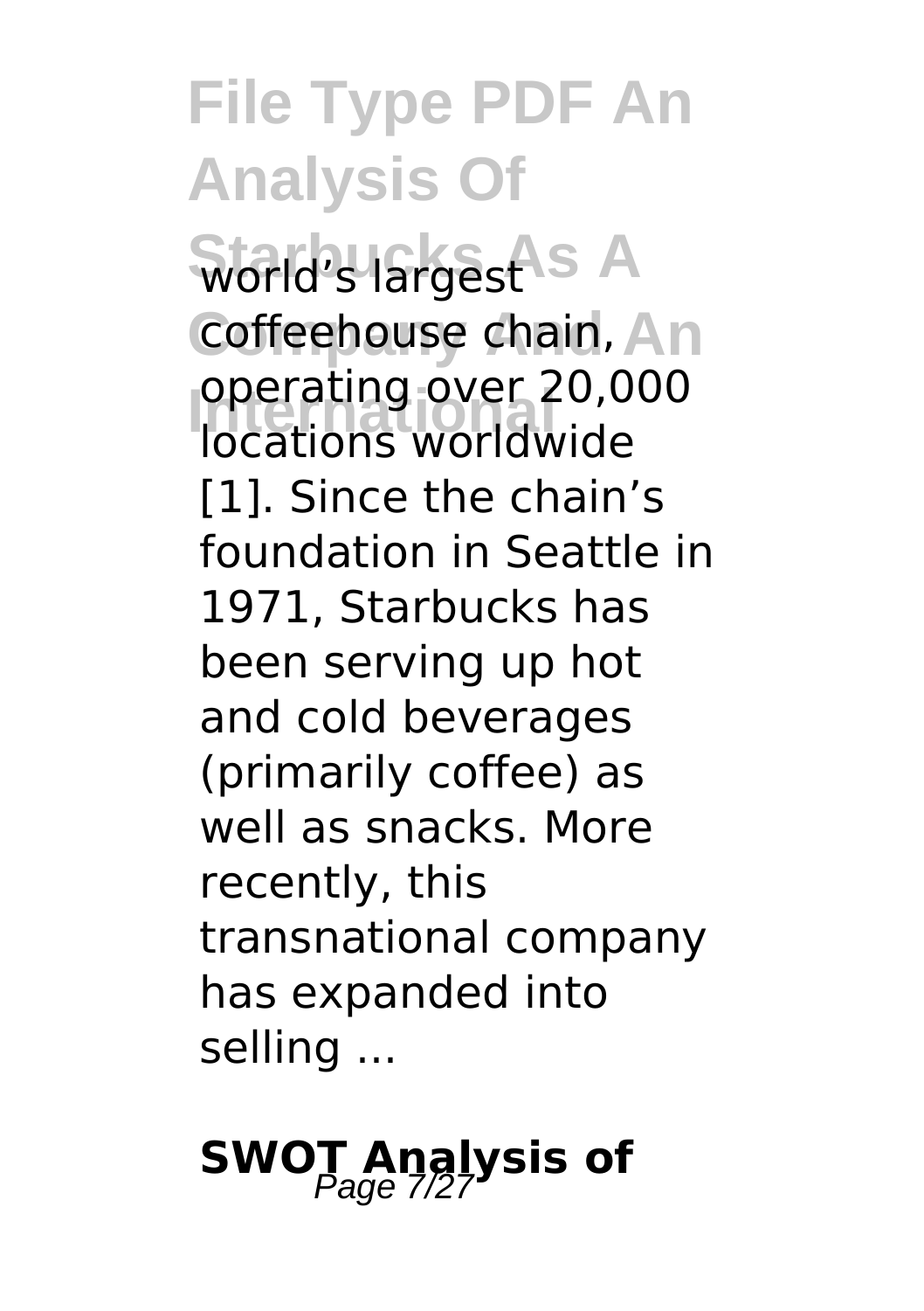world's largest coffeehouse chain, operating over 20,000 locations worldwide [1]. Since the chain's foundation in Seattle in 1971, Starbucks has been serving up hot and cold beverages (primarily coffee) as well as snacks. More recently, this transnational company has expanded into selling ...

## SWOT Analysis of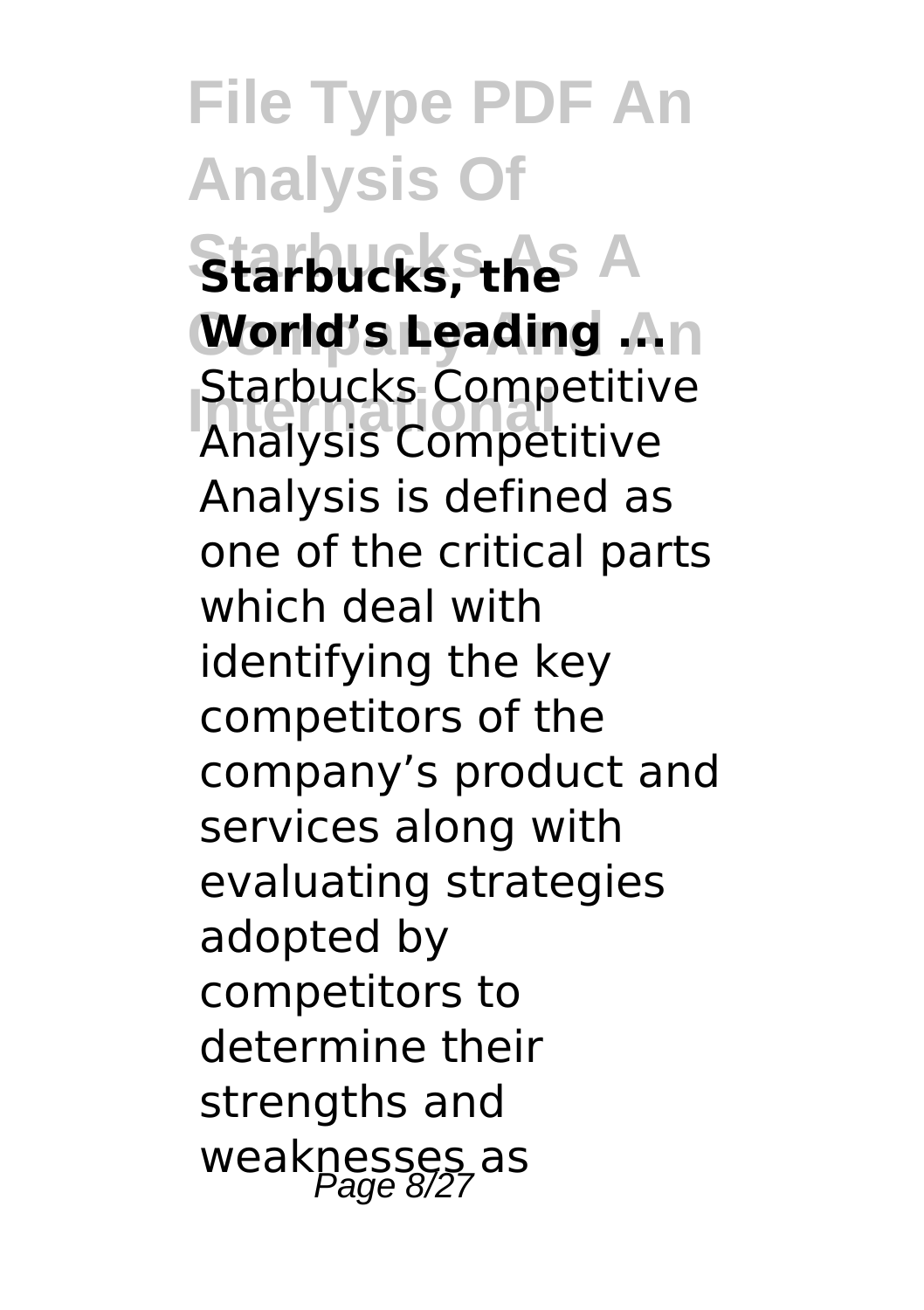**Starbucks, the World's Leading ...**

Starbucks Competitive Analysis Competitive Analysis is defined as one of the critical parts which deal with identifying the key competitors of the company's product and services along with evaluating strategies adopted by competitors to determine their strengths and weaknesses as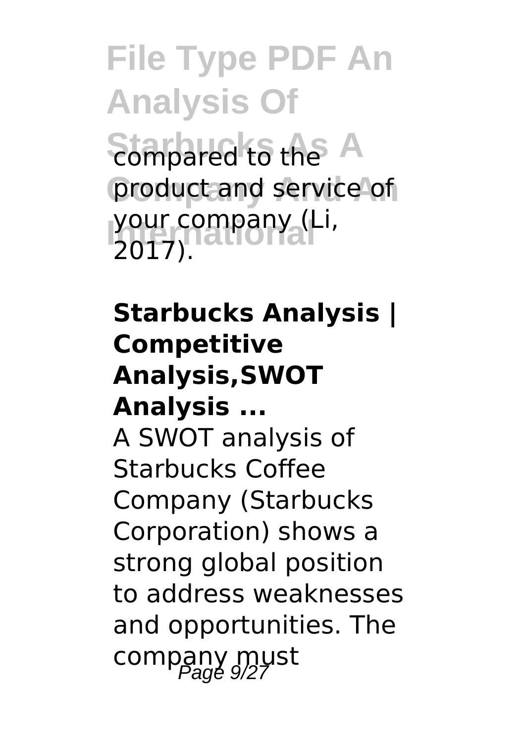compared to the product and service of your company (Li, 2017).

**Starbucks Analysis | Competitive Analysis,SWOT Analysis ...**

A SWOT analysis of Starbucks Coffee Company (Starbucks Corporation) shows a strong global position to address weaknesses and opportunities. The company must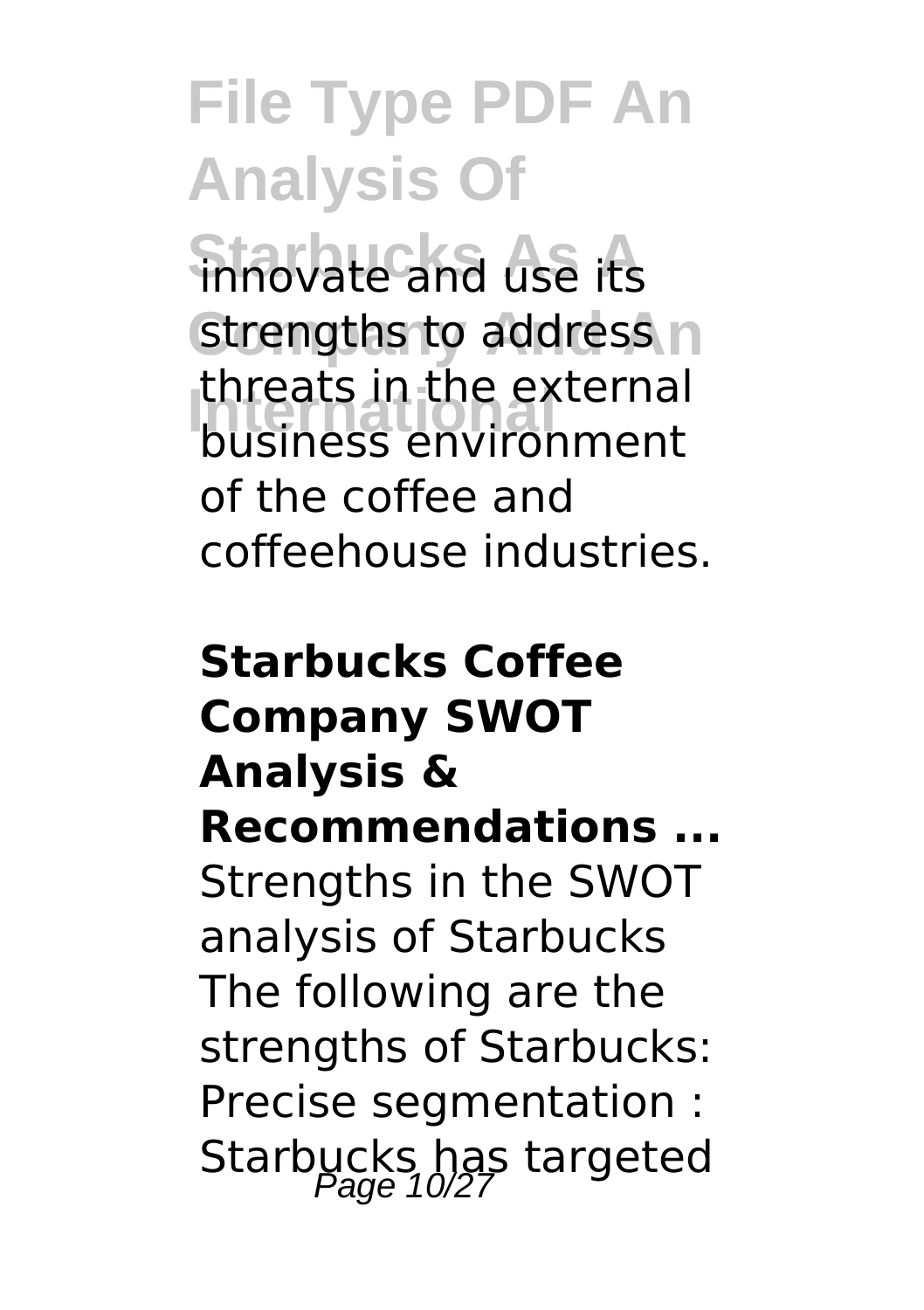innovate and use its strengths to address threats in the external business environment of the coffee and coffeehouse industries.

**Starbucks Coffee Company SWOT Analysis & Recommendations ...**
Strengths in the SWOT analysis of Starbucks The following are the strengths of Starbucks: Precise segmentation : Starbucks has targeted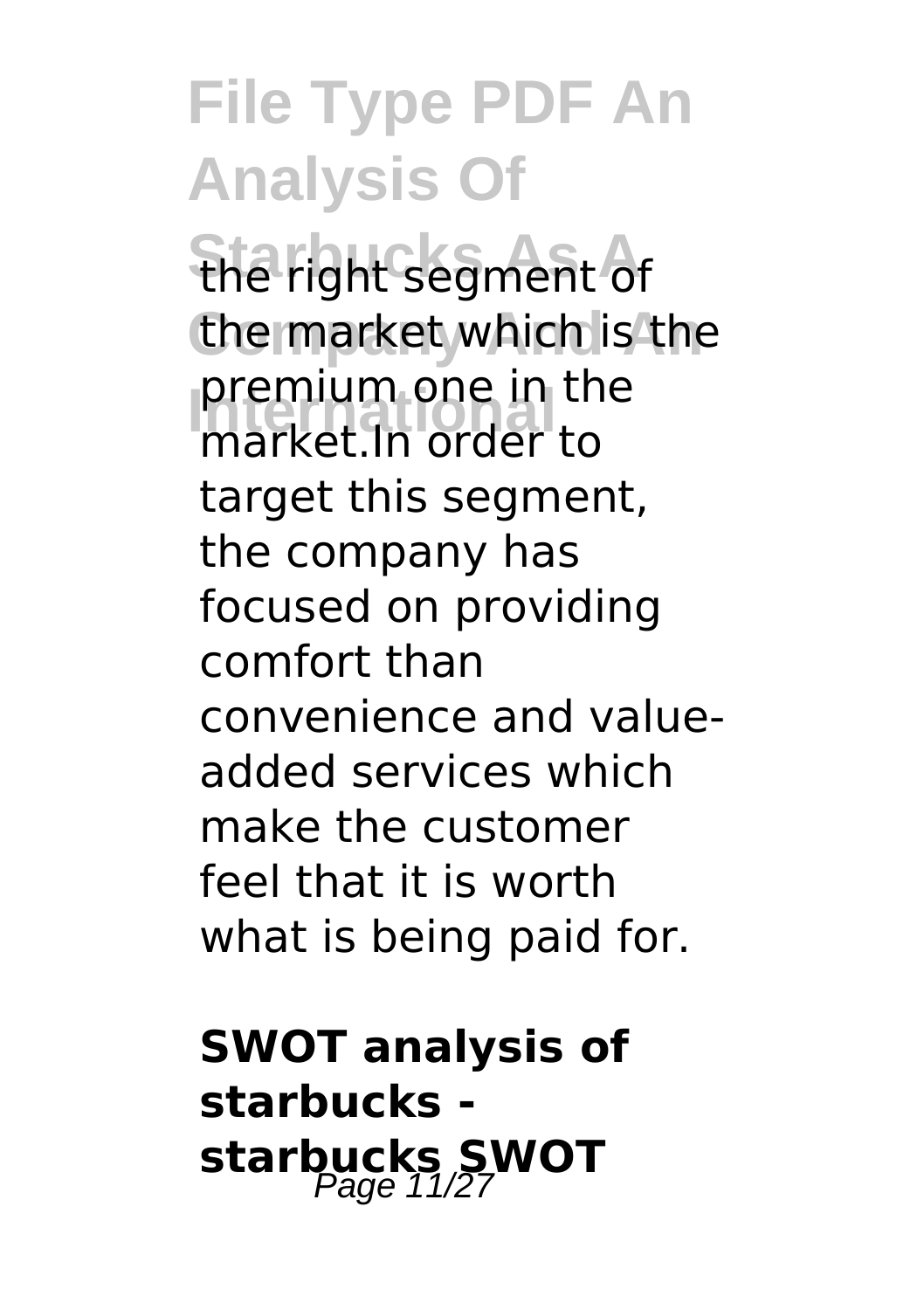the right segment of the market which is the premium one in the market.In order to target this segment, the company has focused on providing comfort than convenience and value-added services which make the customer feel that it is worth what is being paid for.

**SWOT analysis of starbucks - starbucks SWOT**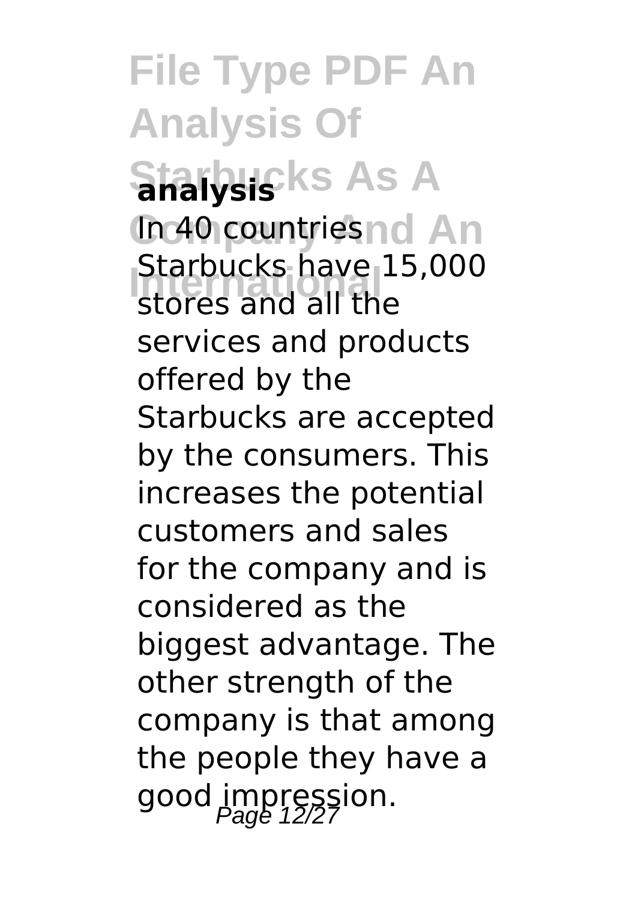**analysis**

In 40 countries Starbucks have 15,000 stores and all the services and products offered by the Starbucks are accepted by the consumers. This increases the potential customers and sales for the company and is considered as the biggest advantage. The other strength of the company is that among the people they have a good impression.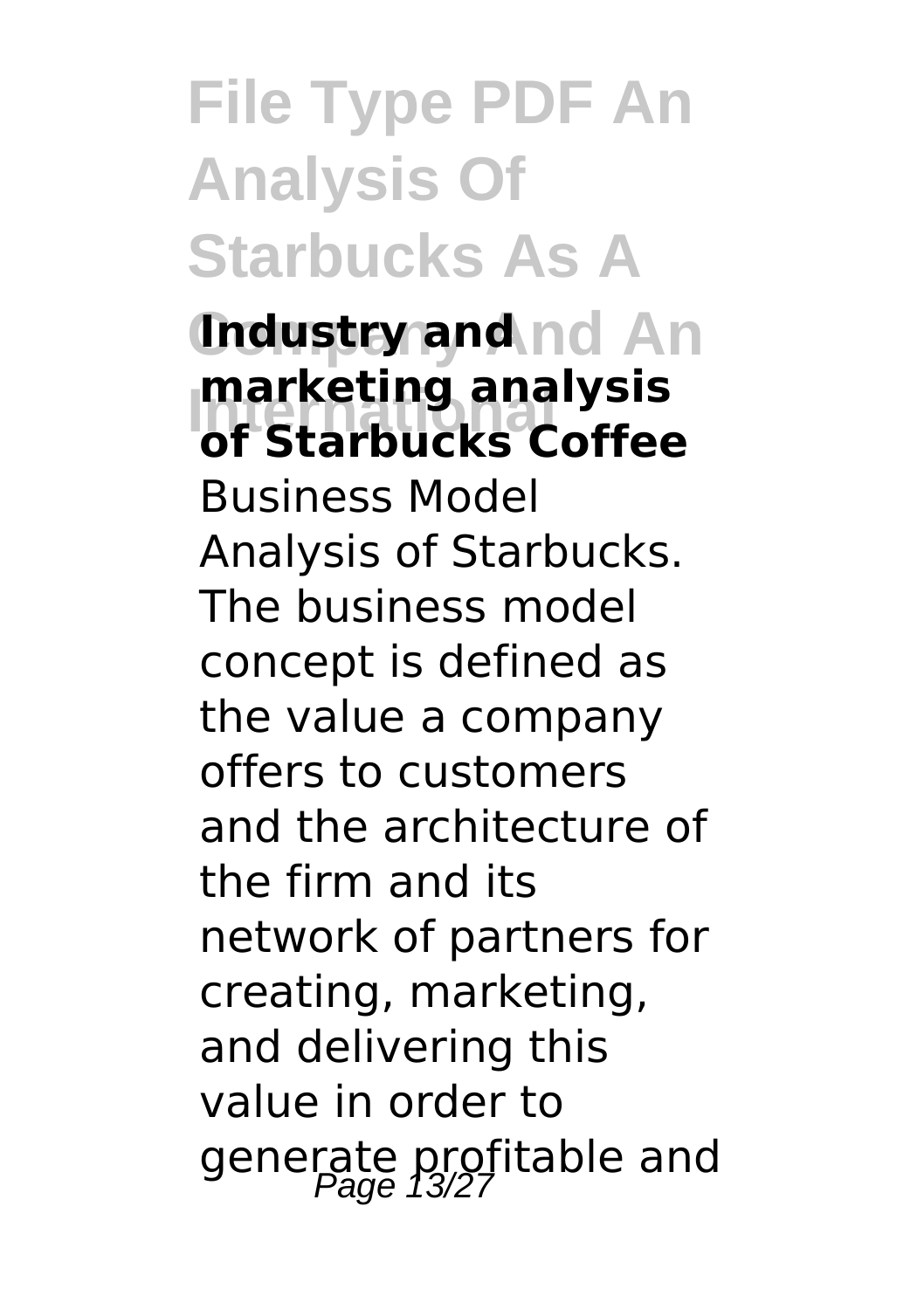**Industry and marketing analysis of Starbucks Coffee**

Business Model Analysis of Starbucks. The business model concept is defined as the value a company offers to customers and the architecture of the firm and its network of partners for creating, marketing, and delivering this value in order to generate profitable and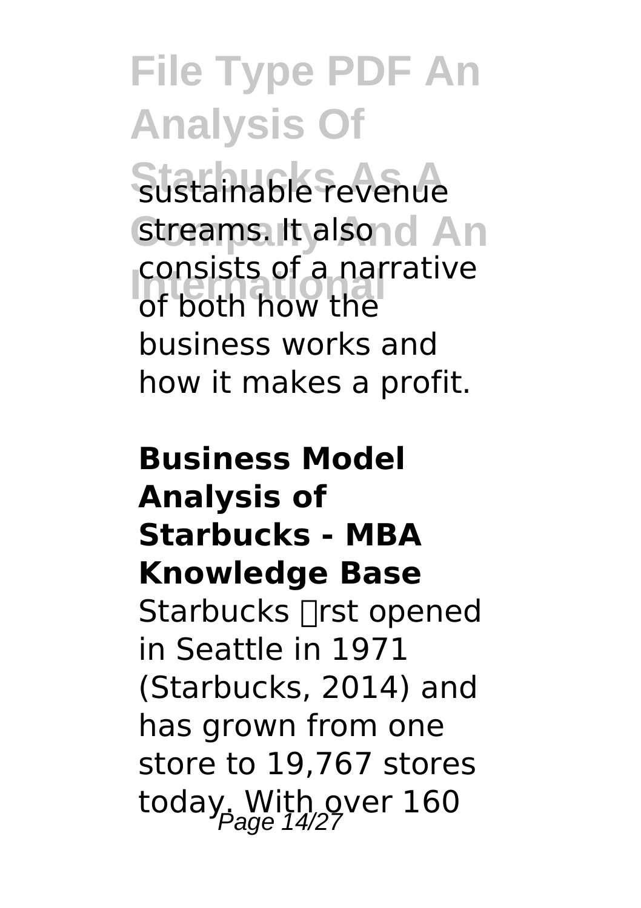sustainable revenue streams. It also consists of a narrative of both how the business works and how it makes a profit.

**Business Model Analysis of Starbucks - MBA Knowledge Base**

Starbucks first opened in Seattle in 1971 (Starbucks, 2014) and has grown from one store to 19,767 stores today. With over 160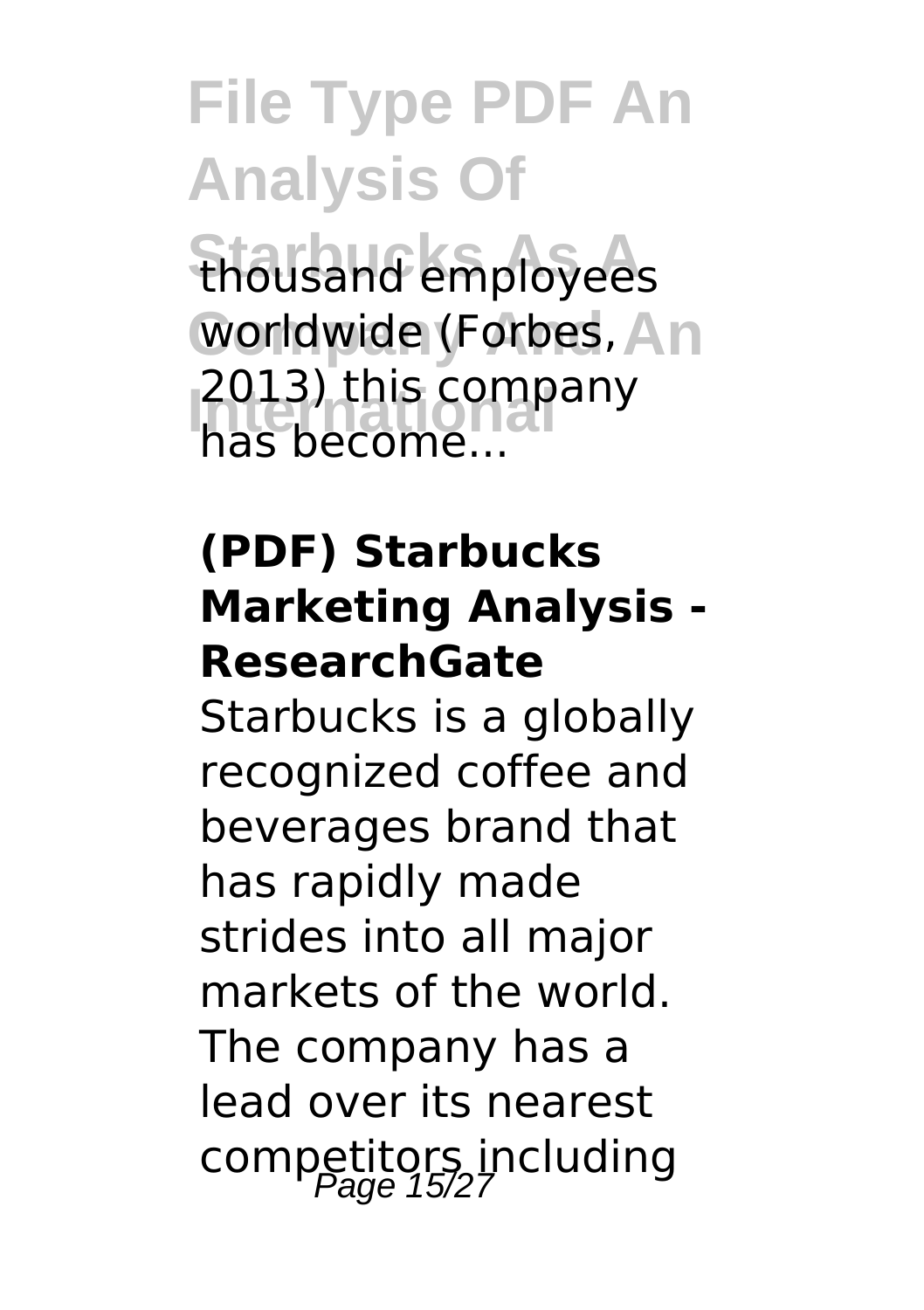thousand employees worldwide (Forbes, 2013) this company has become...

## (PDF) Starbucks Marketing Analysis - ResearchGate

Starbucks is a globally recognized coffee and beverages brand that has rapidly made strides into all major markets of the world. The company has a lead over its nearest competitors including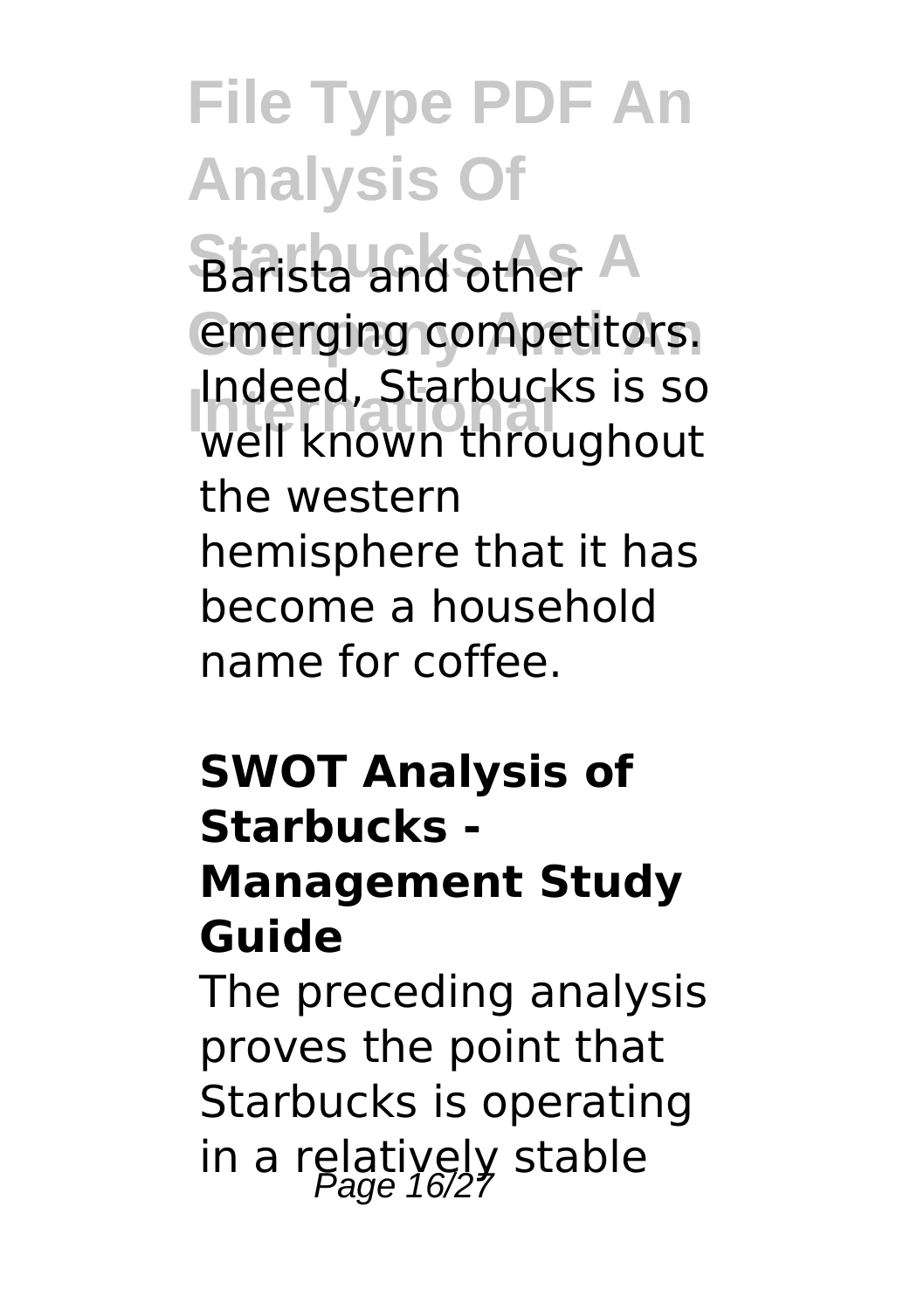Barista and other emerging competitors. Indeed, Starbucks is so well known throughout the western hemisphere that it has become a household name for coffee.

### SWOT Analysis of Starbucks - Management Study Guide

The preceding analysis proves the point that Starbucks is operating in a relatively stable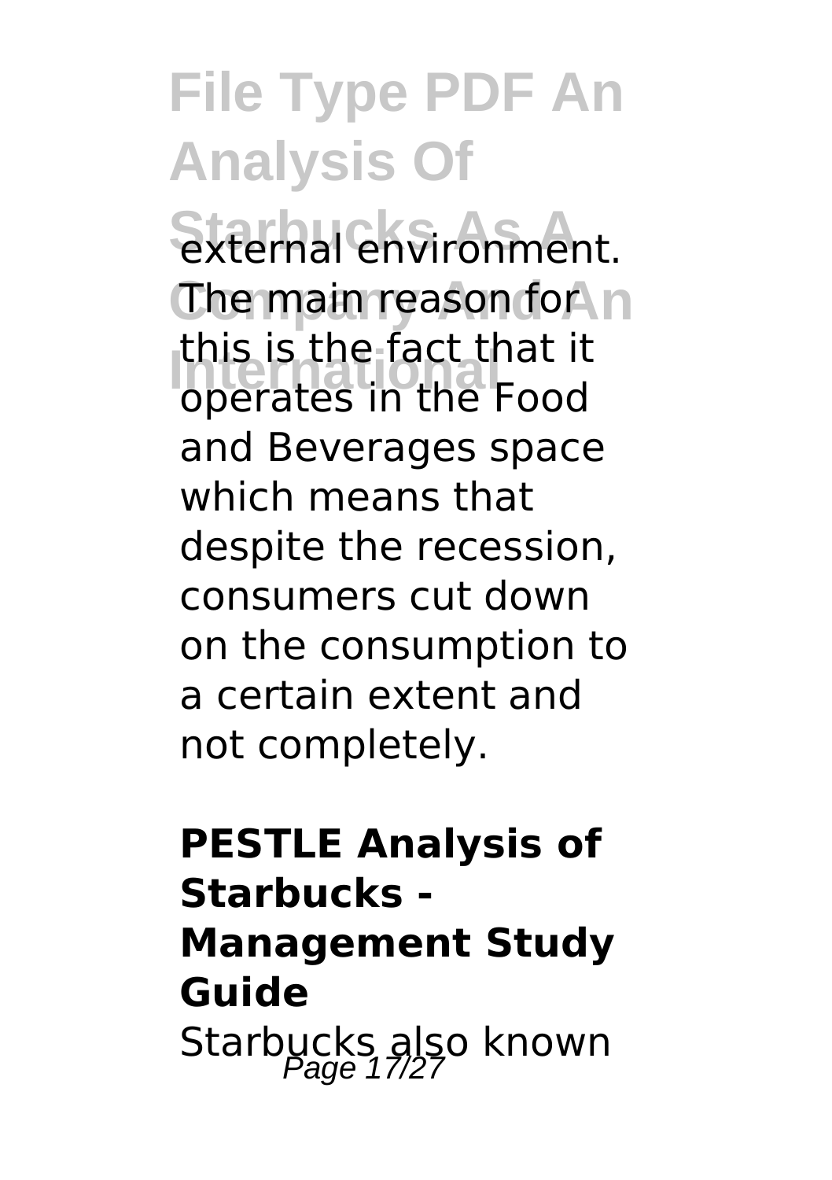external environment. The main reason for this is the fact that it operates in the Food and Beverages space which means that despite the recession, consumers cut down on the consumption to a certain extent and not completely.

**PESTLE Analysis of Starbucks - Management Study Guide**

Starbucks also known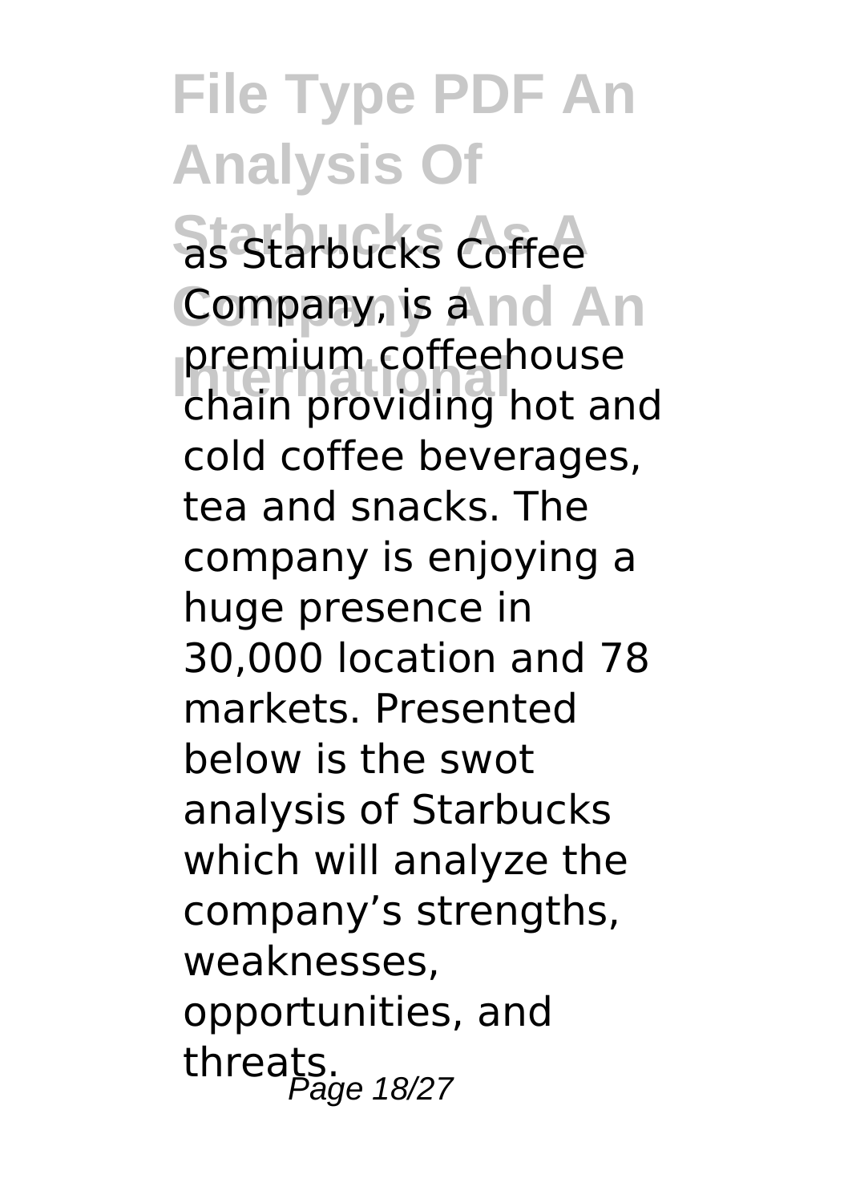as Starbucks Coffee Company, is a premium coffeehouse chain providing hot and cold coffee beverages, tea and snacks. The company is enjoying a huge presence in 30,000 location and 78 markets. Presented below is the swot analysis of Starbucks which will analyze the company's strengths, weaknesses, opportunities, and threats.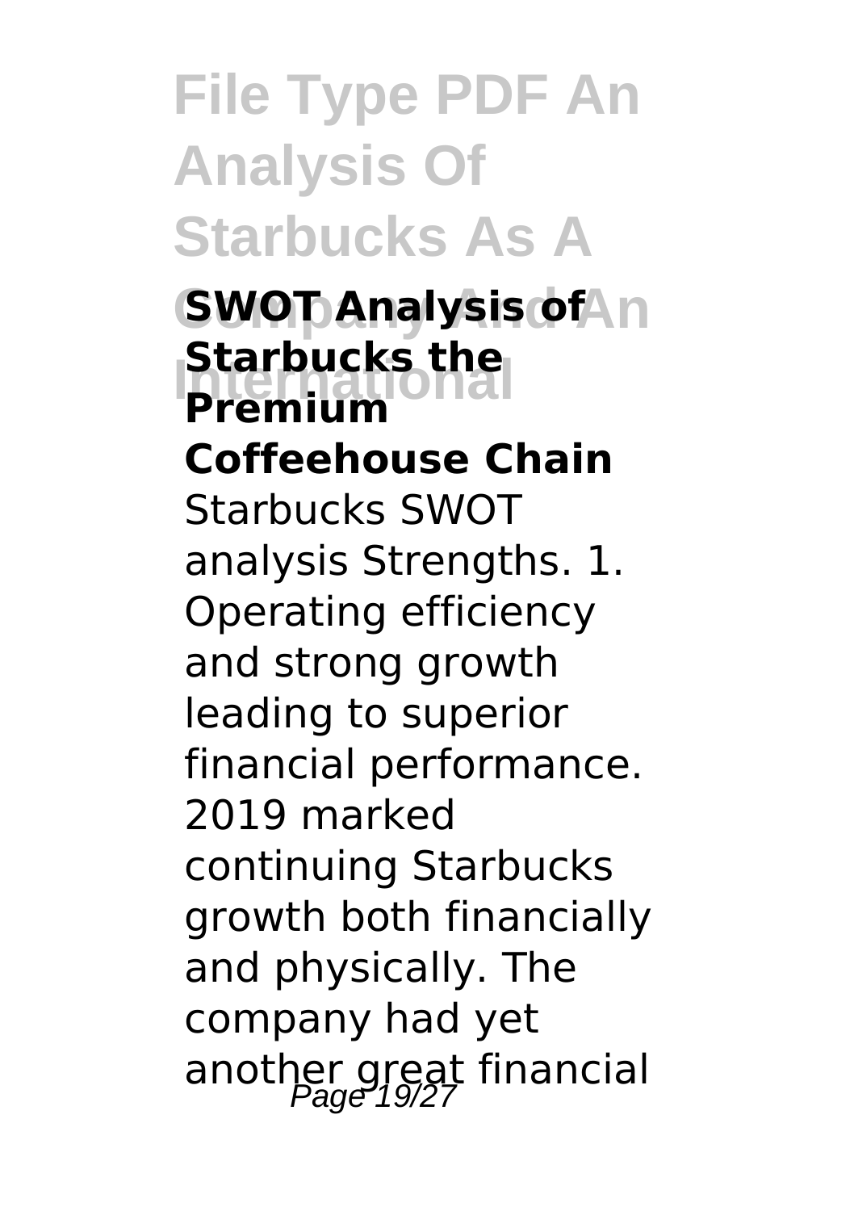## SWOT Analysis of Starbucks the Premium Coffeehouse Chain

Starbucks SWOT analysis Strengths. 1. Operating efficiency and strong growth leading to superior financial performance. 2019 marked continuing Starbucks growth both financially and physically. The company had yet another great financial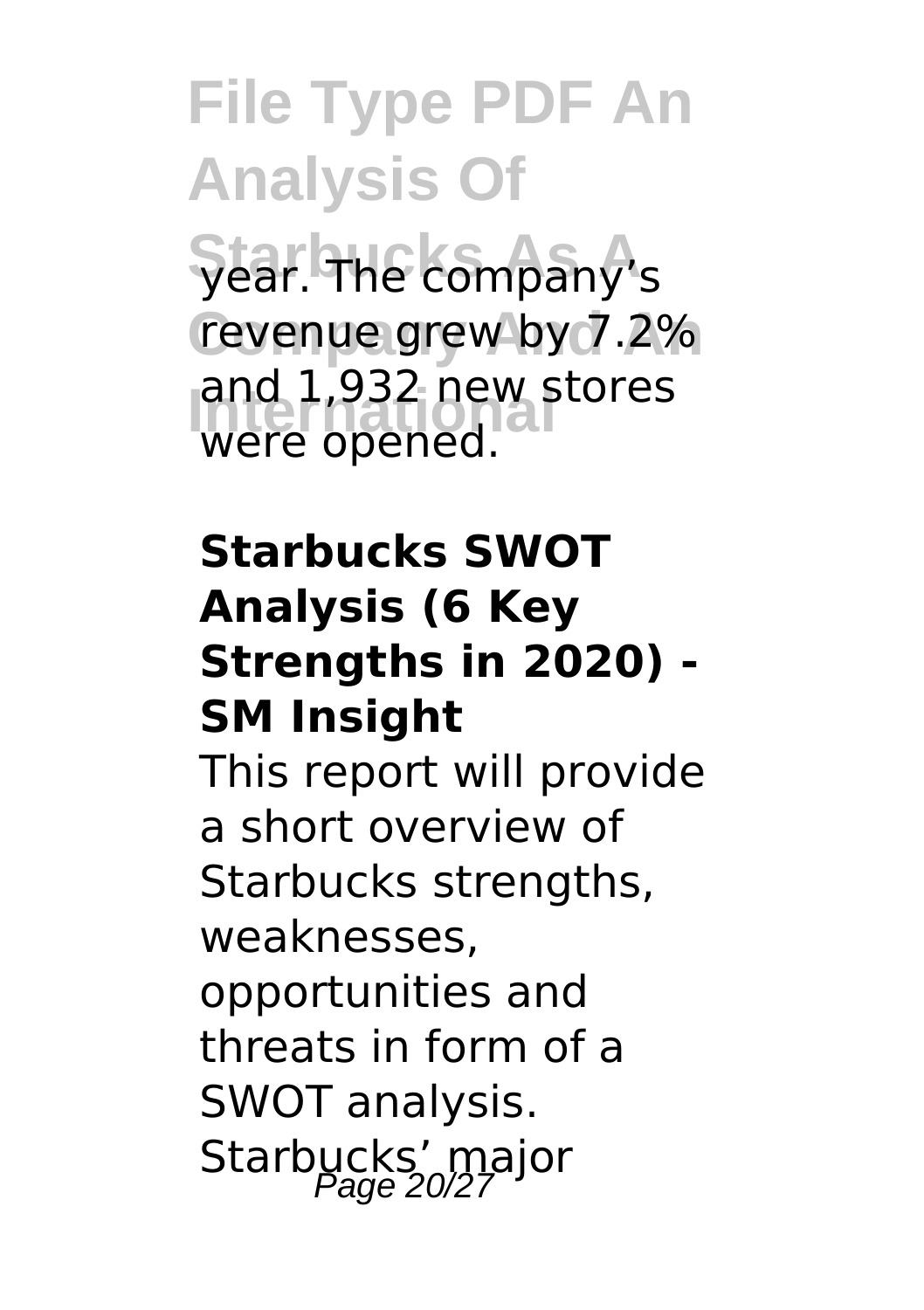year. The company's revenue grew by 7.2% and 1,932 new stores were opened.

**Starbucks SWOT Analysis (6 Key Strengths in 2020) - SM Insight**

This report will provide a short overview of Starbucks strengths, weaknesses, opportunities and threats in form of a SWOT analysis. Starbucks' major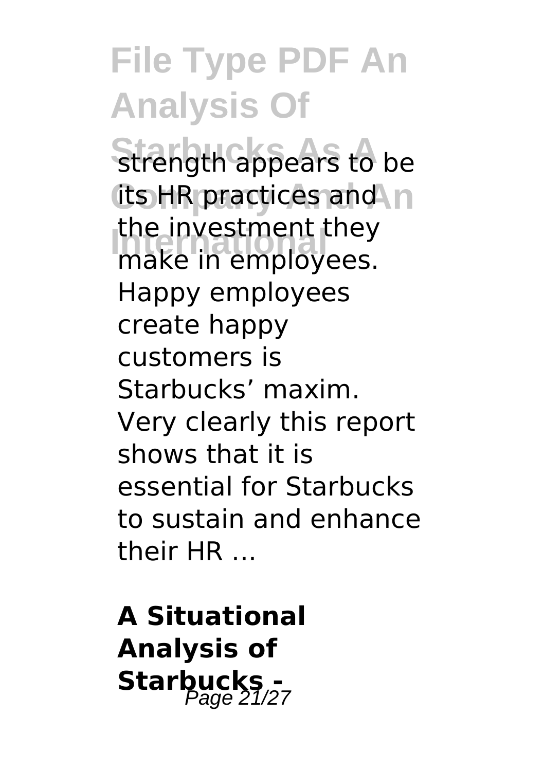strength appears to be its HR practices and the investment they make in employees. Happy employees create happy customers is Starbucks' maxim. Very clearly this report shows that it is essential for Starbucks to sustain and enhance their HR ...

**A Situational Analysis of Starbucks -**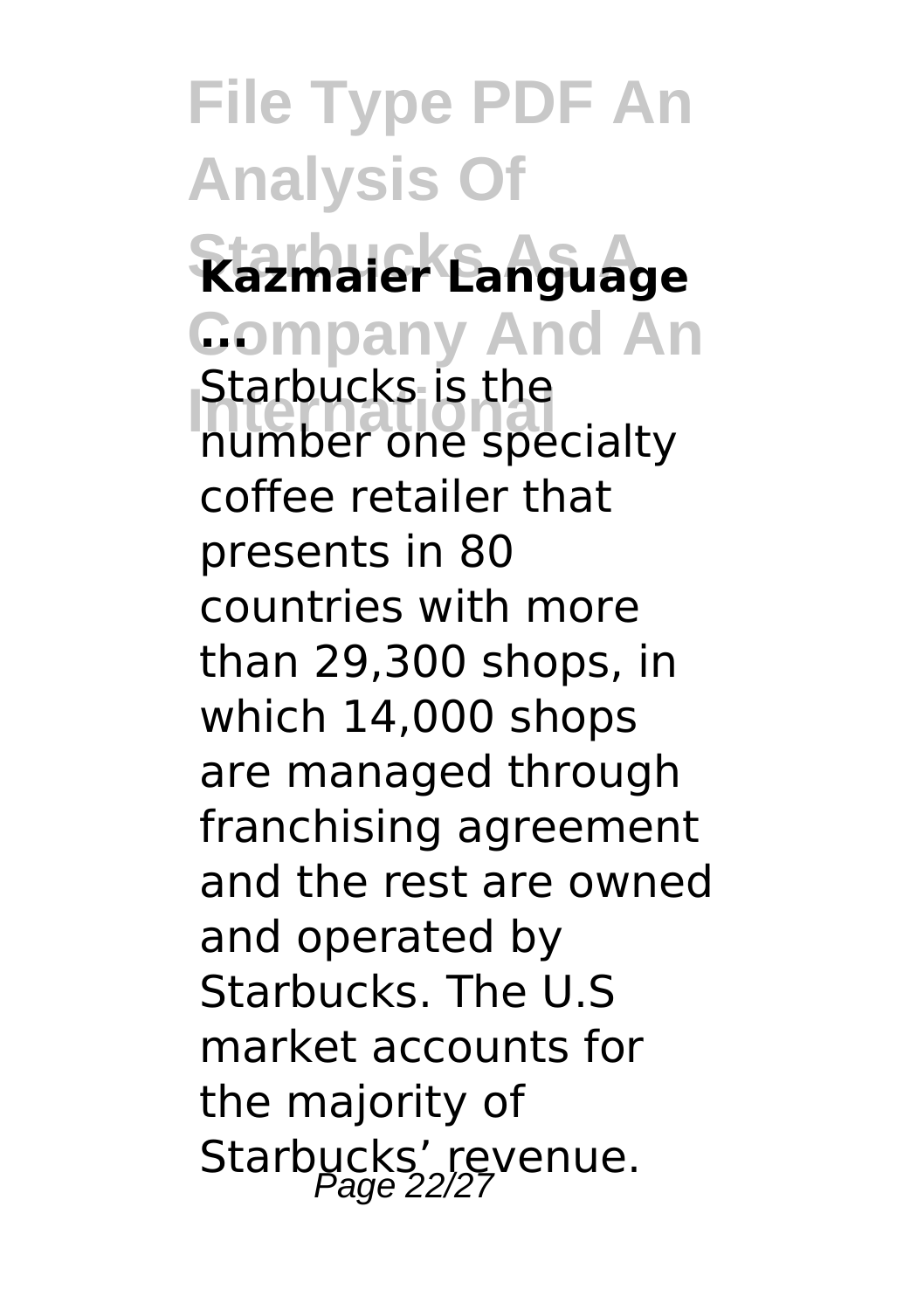**Kazmaier Language ...**

Starbucks is the number one specialty coffee retailer that presents in 80 countries with more than 29,300 shops, in which 14,000 shops are managed through franchising agreement and the rest are owned and operated by Starbucks. The U.S market accounts for the majority of Starbucks' revenue.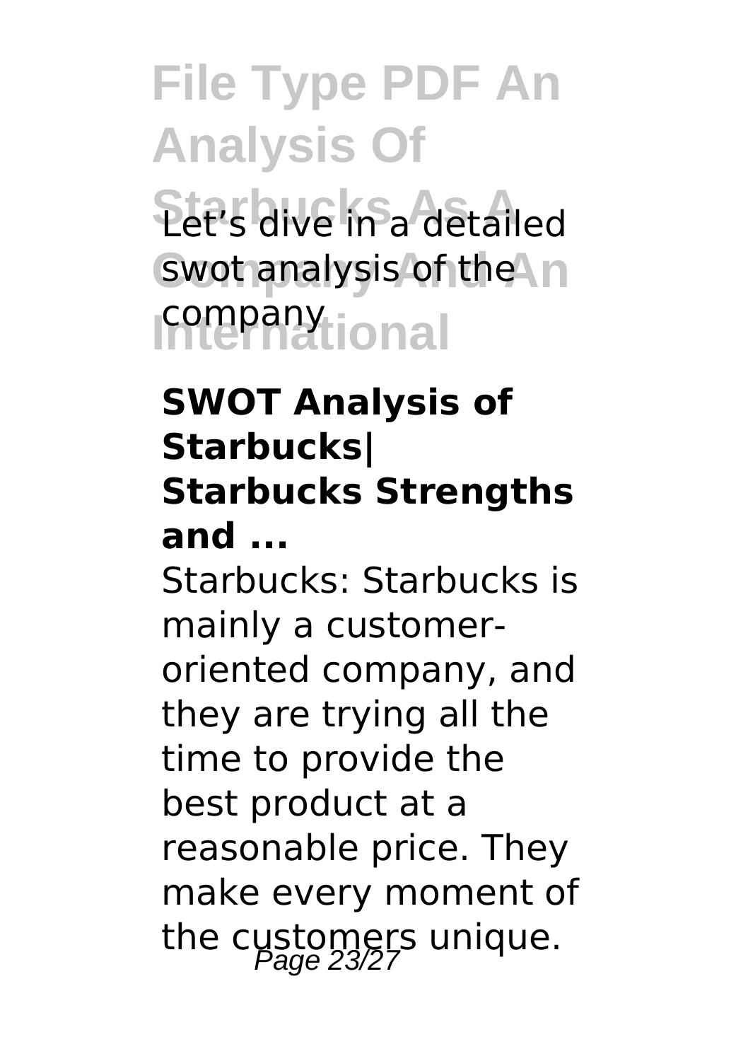Let's dive in a detailed swot analysis of the company

**SWOT Analysis of Starbucks| Starbucks Strengths and ...**

Starbucks: Starbucks is mainly a customer-oriented company, and they are trying all the time to provide the best product at a reasonable price. They make every moment of the customers unique.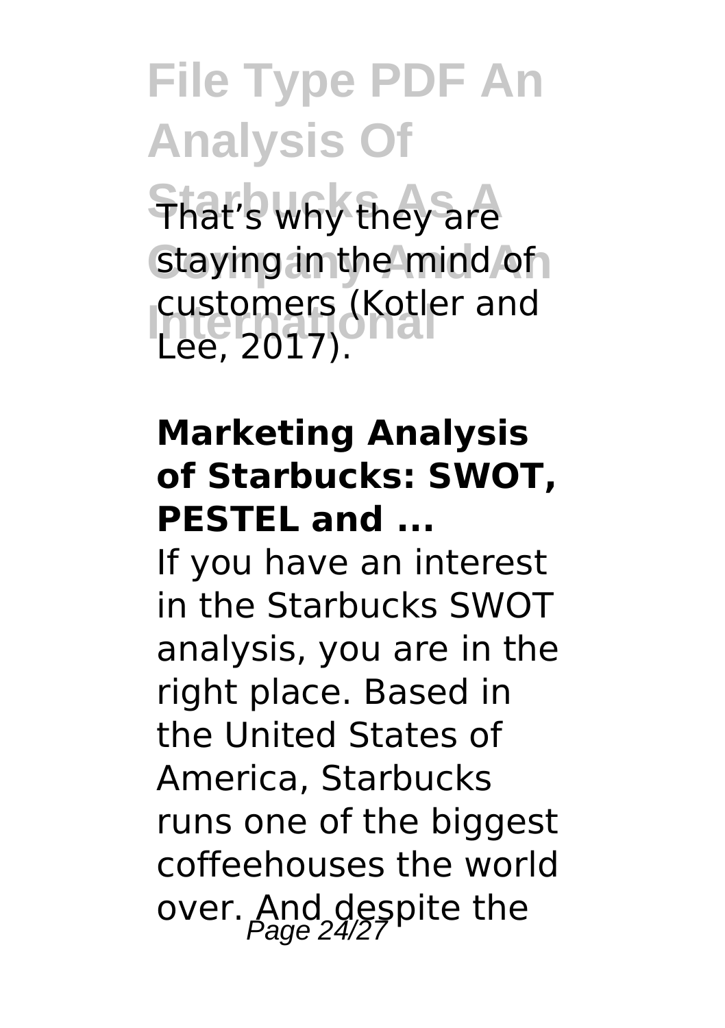That's why they are staying in the mind of customers (Kotler and Lee, 2017).

**Marketing Analysis of Starbucks: SWOT, PESTEL and ...**

If you have an interest in the Starbucks SWOT analysis, you are in the right place. Based in the United States of America, Starbucks runs one of the biggest coffeehouses the world over. And despite the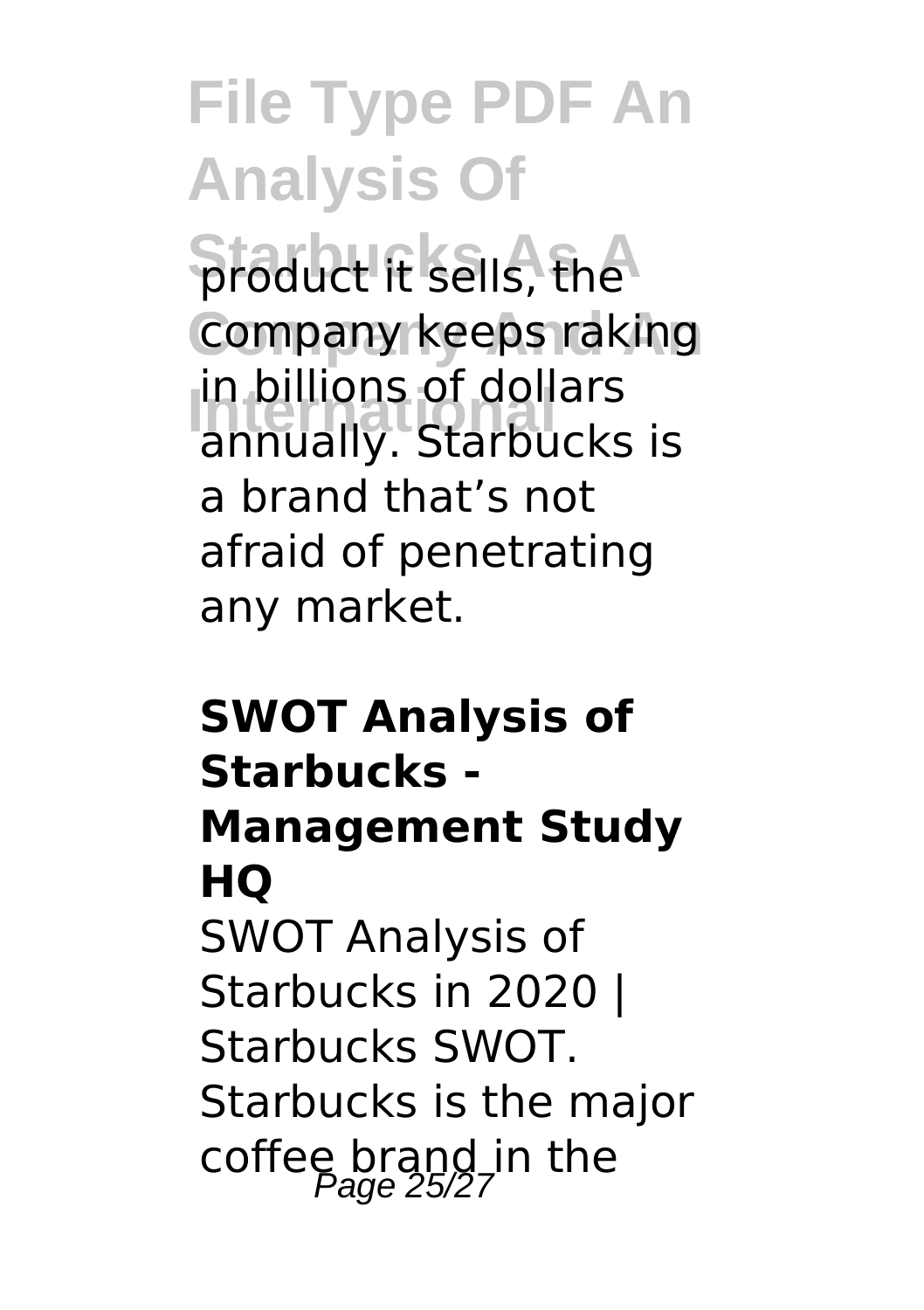product it sells, the company keeps raking in billions of dollars annually. Starbucks is a brand that's not afraid of penetrating any market.

**SWOT Analysis of Starbucks - Management Study HQ**

SWOT Analysis of Starbucks in 2020 | Starbucks SWOT. Starbucks is the major coffee brand in the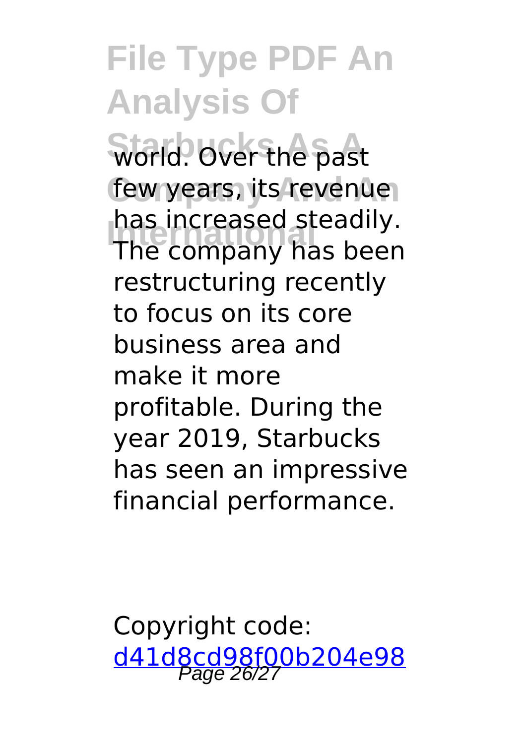world. Over the past few years, its revenue has increased steadily. The company has been restructuring recently to focus on its core business area and make it more profitable. During the year 2019, Starbucks has seen an impressive financial performance.

Copyright code: d41d8cd98f00b204e98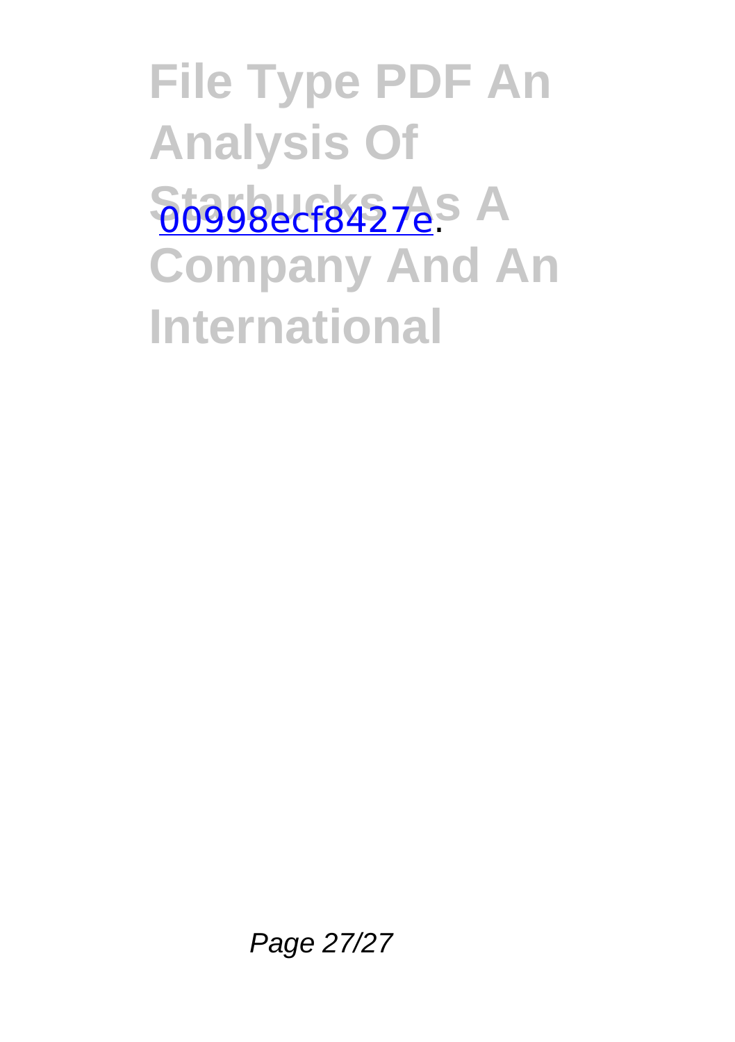00998ecf8427e.